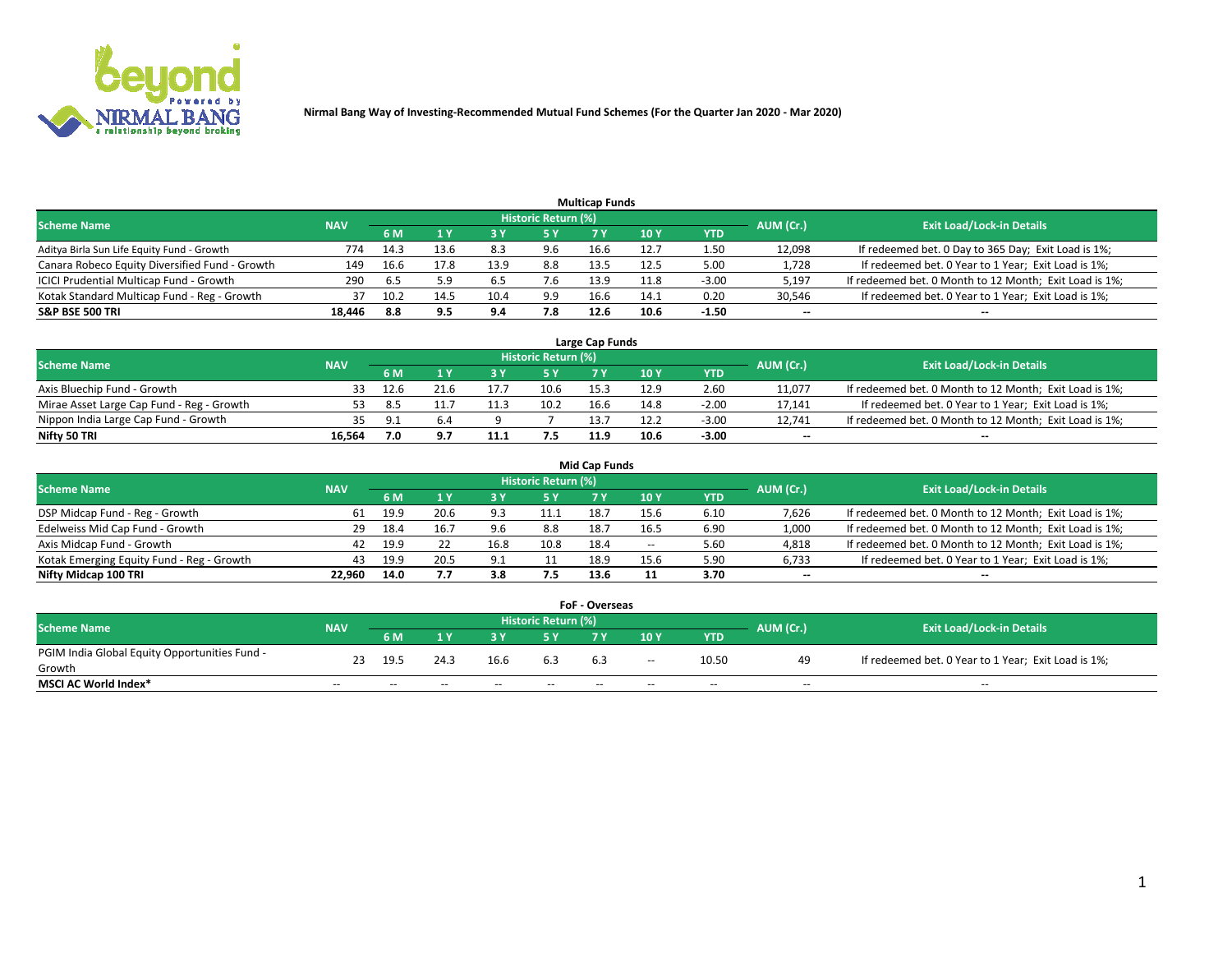# Nirmal Bang Way of Investing-Recommended Mutual Fund Schemes (For the Quarter Jan 2020 - Mar 2020)

## Multicap Funds

| Scheme Name | NAV | Historic Return (%) | | | | | | | AUM (Cr.) | Exit Load/Lock-in Details |
|---|---|---|---|---|---|---|---|---|---|---|
| | | 6 M | 1 Y | 3 Y | 5 Y | 7 Y | 10 Y | YTD | | |
| Aditya Birla Sun Life Equity Fund - Growth | 774 | 14.3 | 13.6 | 8.3 | 9.6 | 16.6 | 12.7 | 1.50 | 12,098 | If redeemed bet. 0 Day to 365 Day; Exit Load is 1%; |
| Canara Robeco Equity Diversified Fund - Growth | 149 | 16.6 | 17.8 | 13.9 | 8.8 | 13.5 | 12.5 | 5.00 | 1,728 | If redeemed bet. 0 Year to 1 Year; Exit Load is 1%; |
| ICICI Prudential Multicap Fund - Growth | 290 | 6.5 | 5.9 | 6.5 | 7.6 | 13.9 | 11.8 | -3.00 | 5,197 | If redeemed bet. 0 Month to 12 Month; Exit Load is 1%; |
| Kotak Standard Multicap Fund - Reg - Growth | 37 | 10.2 | 14.5 | 10.4 | 9.9 | 16.6 | 14.1 | 0.20 | 30,546 | If redeemed bet. 0 Year to 1 Year; Exit Load is 1%; |
| **S&P BSE 500 TRI** | **18,446** | **8.8** | **9.5** | **9.4** | **7.8** | **12.6** | **10.6** | **-1.50** | -- | -- |

## Large Cap Funds

| Scheme Name | NAV | Historic Return (%) | | | | | | | AUM (Cr.) | Exit Load/Lock-in Details |
|---|---|---|---|---|---|---|---|---|---|---|
| | | 6 M | 1 Y | 3 Y | 5 Y | 7 Y | 10 Y | YTD | | |
| Axis Bluechip Fund - Growth | 33 | 12.6 | 21.6 | 17.7 | 10.6 | 15.3 | 12.9 | 2.60 | 11,077 | If redeemed bet. 0 Month to 12 Month; Exit Load is 1%; |
| Mirae Asset Large Cap Fund - Reg - Growth | 53 | 8.5 | 11.7 | 11.3 | 10.2 | 16.6 | 14.8 | -2.00 | 17,141 | If redeemed bet. 0 Year to 1 Year; Exit Load is 1%; |
| Nippon India Large Cap Fund - Growth | 35 | 9.1 | 6.4 | 9 | 7 | 13.7 | 12.2 | -3.00 | 12,741 | If redeemed bet. 0 Month to 12 Month; Exit Load is 1%; |
| **Nifty 50 TRI** | **16,564** | **7.0** | **9.7** | **11.1** | **7.5** | **11.9** | **10.6** | **-3.00** | -- | -- |

## Mid Cap Funds

| Scheme Name | NAV | Historic Return (%) | | | | | | | AUM (Cr.) | Exit Load/Lock-in Details |
|---|---|---|---|---|---|---|---|---|---|---|
| | | 6 M | 1 Y | 3 Y | 5 Y | 7 Y | 10 Y | YTD | | |
| DSP Midcap Fund - Reg - Growth | 61 | 19.9 | 20.6 | 9.3 | 11.1 | 18.7 | 15.6 | 6.10 | 7,626 | If redeemed bet. 0 Month to 12 Month; Exit Load is 1%; |
| Edelweiss Mid Cap Fund - Growth | 29 | 18.4 | 16.7 | 9.6 | 8.8 | 18.7 | 16.5 | 6.90 | 1,000 | If redeemed bet. 0 Month to 12 Month; Exit Load is 1%; |
| Axis Midcap Fund - Growth | 42 | 19.9 | 22 | 16.8 | 10.8 | 18.4 | -- | 5.60 | 4,818 | If redeemed bet. 0 Month to 12 Month; Exit Load is 1%; |
| Kotak Emerging Equity Fund - Reg - Growth | 43 | 19.9 | 20.5 | 9.1 | 11 | 18.9 | 15.6 | 5.90 | 6,733 | If redeemed bet. 0 Year to 1 Year; Exit Load is 1%; |
| **Nifty Midcap 100 TRI** | **22,960** | **14.0** | **7.7** | **3.8** | **7.5** | **13.6** | **11** | **3.70** | -- | -- |

## FoF - Overseas

| Scheme Name | NAV | Historic Return (%) | | | | | | | AUM (Cr.) | Exit Load/Lock-in Details |
|---|---|---|---|---|---|---|---|---|---|---|
| | | 6 M | 1 Y | 3 Y | 5 Y | 7 Y | 10 Y | YTD | | |
| PGIM India Global Equity Opportunities Fund - Growth | 23 | 19.5 | 24.3 | 16.6 | 6.3 | 6.3 | -- | 10.50 | 49 | If redeemed bet. 0 Year to 1 Year; Exit Load is 1%; |
| **MSCI AC World Index*** | -- | -- | -- | -- | -- | -- | -- | -- | -- | -- |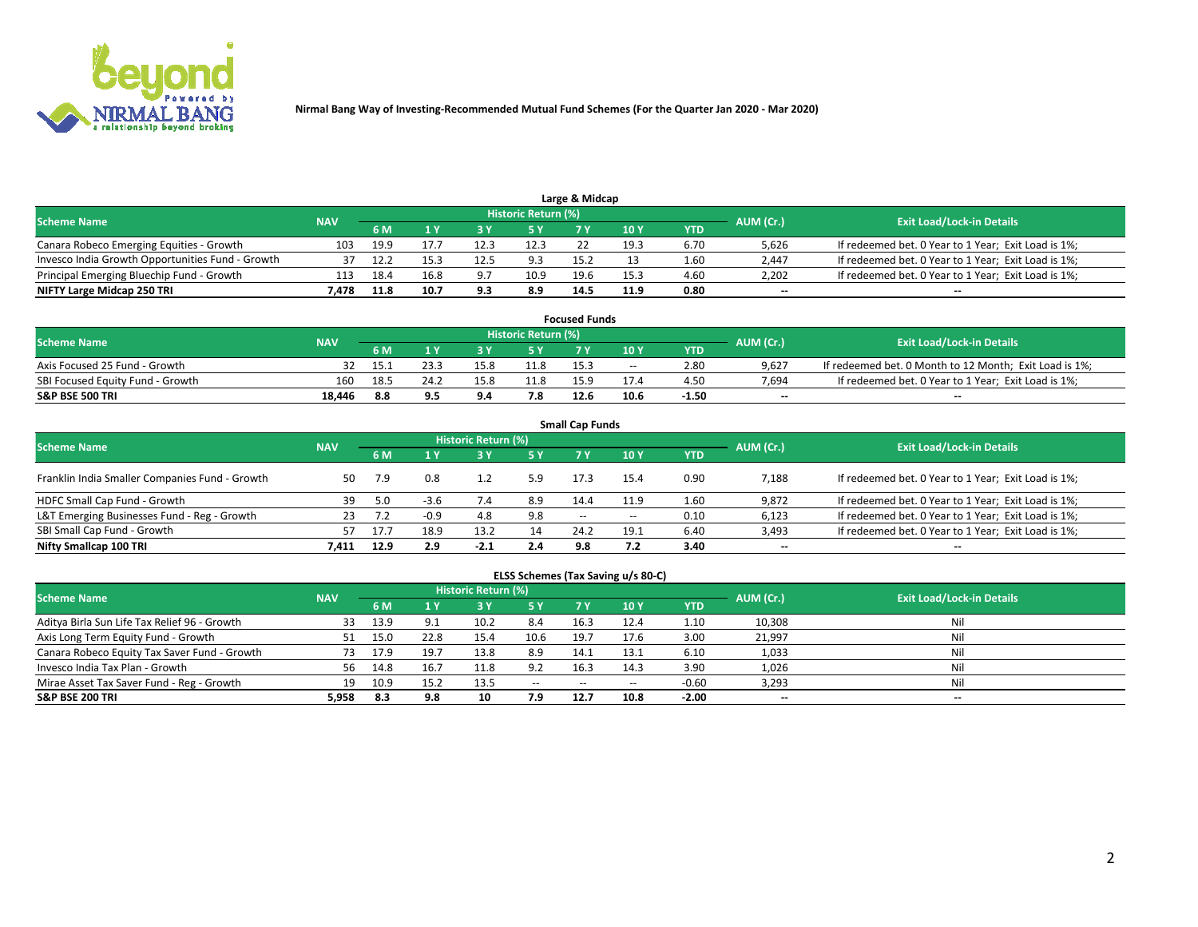**Nirmal Bang Way of Investing-Recommended Mutual Fund Schemes (For the Quarter Jan 2020 - Mar 2020)**

### Large & Midcap

| Scheme Name | NAV | Historic Return (%) | | | | | | | AUM (Cr.) | Exit Load/Lock-in Details |
|---|---|---|---|---|---|---|---|---|---|---|
| | | 6 M | 1 Y | 3 Y | 5 Y | 7 Y | 10 Y | YTD | | |
| Canara Robeco Emerging Equities - Growth | 103 | 19.9 | 17.7 | 12.3 | 12.3 | 22 | 19.3 | 6.70 | 5,626 | If redeemed bet. 0 Year to 1 Year; Exit Load is 1%; |
| Invesco India Growth Opportunities Fund - Growth | 37 | 12.2 | 15.3 | 12.5 | 9.3 | 15.2 | 13 | 1.60 | 2,447 | If redeemed bet. 0 Year to 1 Year; Exit Load is 1%; |
| Principal Emerging Bluechip Fund - Growth | 113 | 18.4 | 16.8 | 9.7 | 10.9 | 19.6 | 15.3 | 4.60 | 2,202 | If redeemed bet. 0 Year to 1 Year; Exit Load is 1%; |
| **NIFTY Large Midcap 250 TRI** | **7,478** | **11.8** | **10.7** | **9.3** | **8.9** | **14.5** | **11.9** | **0.80** | **--** | **--** |

### Focused Funds

| Scheme Name | NAV | Historic Return (%) | | | | | | | AUM (Cr.) | Exit Load/Lock-in Details |
|---|---|---|---|---|---|---|---|---|---|---|
| | | 6 M | 1 Y | 3 Y | 5 Y | 7 Y | 10 Y | YTD | | |
| Axis Focused 25 Fund - Growth | 32 | 15.1 | 23.3 | 15.8 | 11.8 | 15.3 | -- | 2.80 | 9,627 | If redeemed bet. 0 Month to 12 Month; Exit Load is 1%; |
| SBI Focused Equity Fund - Growth | 160 | 18.5 | 24.2 | 15.8 | 11.8 | 15.9 | 17.4 | 4.50 | 7,694 | If redeemed bet. 0 Year to 1 Year; Exit Load is 1%; |
| **S&P BSE 500 TRI** | **18,446** | **8.8** | **9.5** | **9.4** | **7.8** | **12.6** | **10.6** | **-1.50** | **--** | **--** |

### Small Cap Funds

| Scheme Name | NAV | Historic Return (%) | | | | | | | AUM (Cr.) | Exit Load/Lock-in Details |
|---|---|---|---|---|---|---|---|---|---|---|
| | | 6 M | 1 Y | 3 Y | 5 Y | 7 Y | 10 Y | YTD | | |
| Franklin India Smaller Companies Fund - Growth | 50 | 7.9 | 0.8 | 1.2 | 5.9 | 17.3 | 15.4 | 0.90 | 7,188 | If redeemed bet. 0 Year to 1 Year; Exit Load is 1%; |
| HDFC Small Cap Fund - Growth | 39 | 5.0 | -3.6 | 7.4 | 8.9 | 14.4 | 11.9 | 1.60 | 9,872 | If redeemed bet. 0 Year to 1 Year; Exit Load is 1%; |
| L&T Emerging Businesses Fund - Reg - Growth | 23 | 7.2 | -0.9 | 4.8 | 9.8 | -- | -- | 0.10 | 6,123 | If redeemed bet. 0 Year to 1 Year; Exit Load is 1%; |
| SBI Small Cap Fund - Growth | 57 | 17.7 | 18.9 | 13.2 | 14 | 24.2 | 19.1 | 6.40 | 3,493 | If redeemed bet. 0 Year to 1 Year; Exit Load is 1%; |
| **Nifty Smallcap 100 TRI** | **7,411** | **12.9** | **2.9** | **-2.1** | **2.4** | **9.8** | **7.2** | **3.40** | **--** | **--** |

### ELSS Schemes (Tax Saving u/s 80-C)

| Scheme Name | NAV | Historic Return (%) | | | | | | | AUM (Cr.) | Exit Load/Lock-in Details |
|---|---|---|---|---|---|---|---|---|---|---|
| | | 6 M | 1 Y | 3 Y | 5 Y | 7 Y | 10 Y | YTD | | |
| Aditya Birla Sun Life Tax Relief 96 - Growth | 33 | 13.9 | 9.1 | 10.2 | 8.4 | 16.3 | 12.4 | 1.10 | 10,308 | Nil |
| Axis Long Term Equity Fund - Growth | 51 | 15.0 | 22.8 | 15.4 | 10.6 | 19.7 | 17.6 | 3.00 | 21,997 | Nil |
| Canara Robeco Equity Tax Saver Fund - Growth | 73 | 17.9 | 19.7 | 13.8 | 8.9 | 14.1 | 13.1 | 6.10 | 1,033 | Nil |
| Invesco India Tax Plan - Growth | 56 | 14.8 | 16.7 | 11.8 | 9.2 | 16.3 | 14.3 | 3.90 | 1,026 | Nil |
| Mirae Asset Tax Saver Fund - Reg - Growth | 19 | 10.9 | 15.2 | 13.5 | -- | -- | -- | -0.60 | 3,293 | Nil |
| **S&P BSE 200 TRI** | **5,958** | **8.3** | **9.8** | **10** | **7.9** | **12.7** | **10.8** | **-2.00** | **--** | **--** |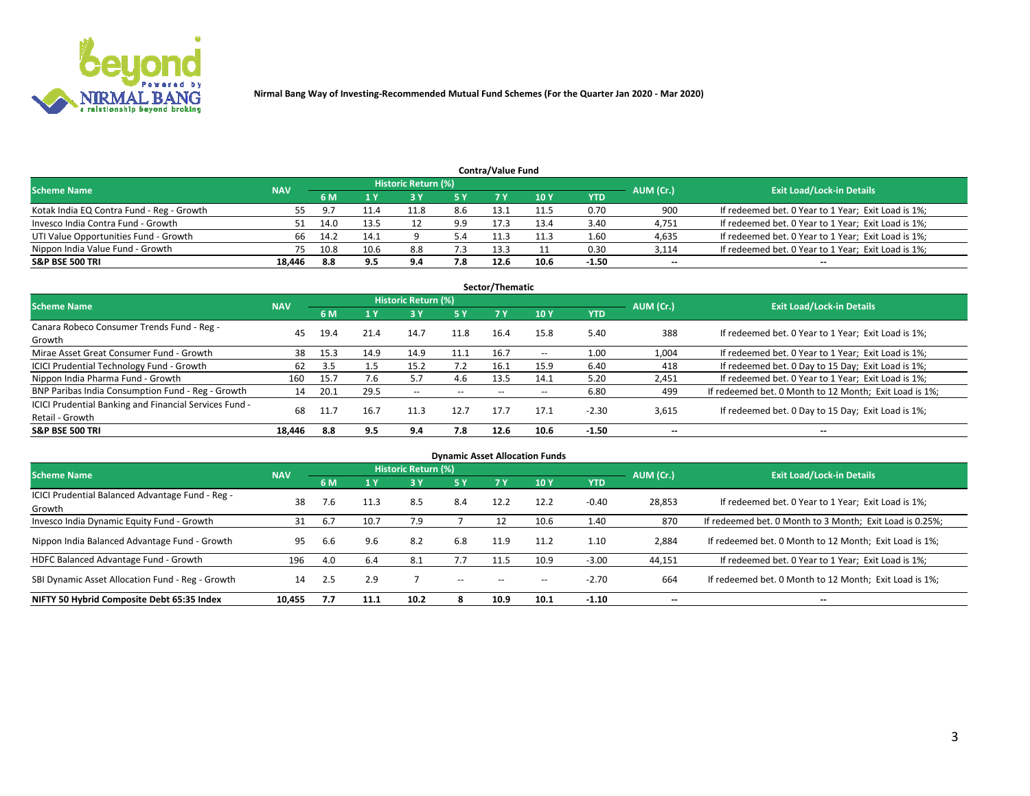Nirmal Bang Way of Investing-Recommended Mutual Fund Schemes (For the Quarter Jan 2020 - Mar 2020)

### Contra/Value Fund

| Scheme Name | NAV | Historic Return (%) | | | | | | | AUM (Cr.) | Exit Load/Lock-in Details |
|---|---|---|---|---|---|---|---|---|---|---|
| | | 6 M | 1 Y | 3 Y | 5 Y | 7 Y | 10 Y | YTD | | |
| Kotak India EQ Contra Fund - Reg - Growth | 55 | 9.7 | 11.4 | 11.8 | 8.6 | 13.1 | 11.5 | 0.70 | 900 | If redeemed bet. 0 Year to 1 Year; Exit Load is 1%; |
| Invesco India Contra Fund - Growth | 51 | 14.0 | 13.5 | 12 | 9.9 | 17.3 | 13.4 | 3.40 | 4,751 | If redeemed bet. 0 Year to 1 Year; Exit Load is 1%; |
| UTI Value Opportunities Fund - Growth | 66 | 14.2 | 14.1 | 9 | 5.4 | 11.3 | 11.3 | 1.60 | 4,635 | If redeemed bet. 0 Year to 1 Year; Exit Load is 1%; |
| Nippon India Value Fund - Growth | 75 | 10.8 | 10.6 | 8.8 | 7.3 | 13.3 | 11 | 0.30 | 3,114 | If redeemed bet. 0 Year to 1 Year; Exit Load is 1%; |
| **S&P BSE 500 TRI** | **18,446** | **8.8** | **9.5** | **9.4** | **7.8** | **12.6** | **10.6** | **-1.50** | **--** | **--** |

### Sector/Thematic

| Scheme Name | NAV | Historic Return (%) | | | | | | | AUM (Cr.) | Exit Load/Lock-in Details |
|---|---|---|---|---|---|---|---|---|---|---|
| | | 6 M | 1 Y | 3 Y | 5 Y | 7 Y | 10 Y | YTD | | |
| Canara Robeco Consumer Trends Fund - Reg - Growth | 45 | 19.4 | 21.4 | 14.7 | 11.8 | 16.4 | 15.8 | 5.40 | 388 | If redeemed bet. 0 Year to 1 Year; Exit Load is 1%; |
| Mirae Asset Great Consumer Fund - Growth | 38 | 15.3 | 14.9 | 14.9 | 11.1 | 16.7 | -- | 1.00 | 1,004 | If redeemed bet. 0 Year to 1 Year; Exit Load is 1%; |
| ICICI Prudential Technology Fund - Growth | 62 | 3.5 | 1.5 | 15.2 | 7.2 | 16.1 | 15.9 | 6.40 | 418 | If redeemed bet. 0 Day to 15 Day; Exit Load is 1%; |
| Nippon India Pharma Fund - Growth | 160 | 15.7 | 7.6 | 5.7 | 4.6 | 13.5 | 14.1 | 5.20 | 2,451 | If redeemed bet. 0 Year to 1 Year; Exit Load is 1%; |
| BNP Paribas India Consumption Fund - Reg - Growth | 14 | 20.1 | 29.5 | -- | -- | -- | -- | 6.80 | 499 | If redeemed bet. 0 Month to 12 Month; Exit Load is 1%; |
| ICICI Prudential Banking and Financial Services Fund - Retail - Growth | 68 | 11.7 | 16.7 | 11.3 | 12.7 | 17.7 | 17.1 | -2.30 | 3,615 | If redeemed bet. 0 Day to 15 Day; Exit Load is 1%; |
| **S&P BSE 500 TRI** | **18,446** | **8.8** | **9.5** | **9.4** | **7.8** | **12.6** | **10.6** | **-1.50** | **--** | **--** |

### Dynamic Asset Allocation Funds

| Scheme Name | NAV | Historic Return (%) | | | | | | | AUM (Cr.) | Exit Load/Lock-in Details |
|---|---|---|---|---|---|---|---|---|---|---|
| | | 6 M | 1 Y | 3 Y | 5 Y | 7 Y | 10 Y | YTD | | |
| ICICI Prudential Balanced Advantage Fund - Reg - Growth | 38 | 7.6 | 11.3 | 8.5 | 8.4 | 12.2 | 12.2 | -0.40 | 28,853 | If redeemed bet. 0 Year to 1 Year; Exit Load is 1%; |
| Invesco India Dynamic Equity Fund - Growth | 31 | 6.7 | 10.7 | 7.9 | 7 | 12 | 10.6 | 1.40 | 870 | If redeemed bet. 0 Month to 3 Month; Exit Load is 0.25%; |
| Nippon India Balanced Advantage Fund - Growth | 95 | 6.6 | 9.6 | 8.2 | 6.8 | 11.9 | 11.2 | 1.10 | 2,884 | If redeemed bet. 0 Month to 12 Month; Exit Load is 1%; |
| HDFC Balanced Advantage Fund - Growth | 196 | 4.0 | 6.4 | 8.1 | 7.7 | 11.5 | 10.9 | -3.00 | 44,151 | If redeemed bet. 0 Year to 1 Year; Exit Load is 1%; |
| SBI Dynamic Asset Allocation Fund - Reg - Growth | 14 | 2.5 | 2.9 | 7 | -- | -- | -- | -2.70 | 664 | If redeemed bet. 0 Month to 12 Month; Exit Load is 1%; |
| **NIFTY 50 Hybrid Composite Debt 65:35 Index** | **10,455** | **7.7** | **11.1** | **10.2** | **8** | **10.9** | **10.1** | **-1.10** | **--** | **--** |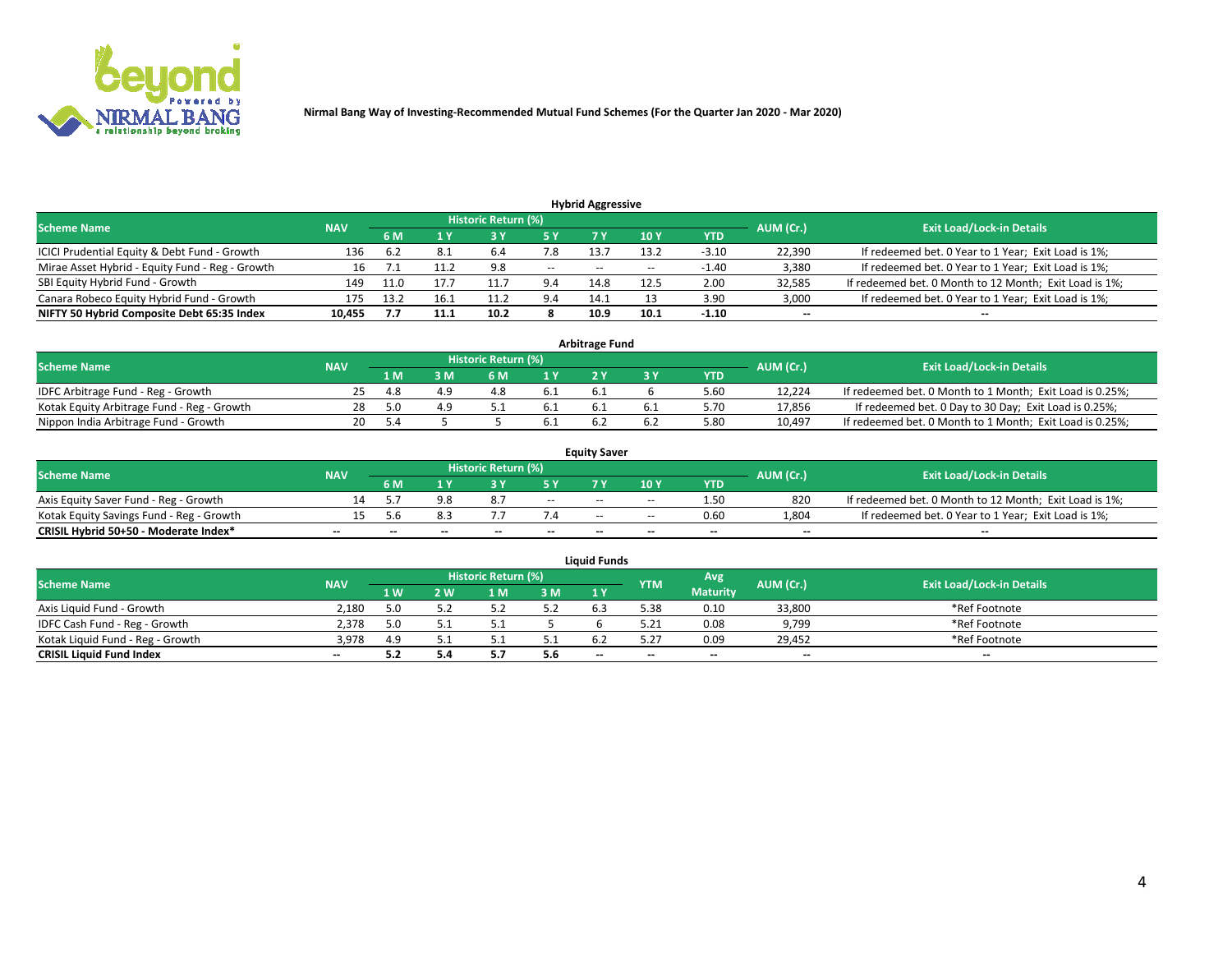Nirmal Bang Way of Investing-Recommended Mutual Fund Schemes (For the Quarter Jan 2020 - Mar 2020)

## Hybrid Aggressive

| Scheme Name | NAV | Historic Return (%) | | | | | | | AUM (Cr.) | Exit Load/Lock-in Details |
|---|---|---|---|---|---|---|---|---|---|---|
| | | 6 M | 1 Y | 3 Y | 5 Y | 7 Y | 10 Y | YTD | | |
| ICICI Prudential Equity & Debt Fund - Growth | 136 | 6.2 | 8.1 | 6.4 | 7.8 | 13.7 | 13.2 | -3.10 | 22,390 | If redeemed bet. 0 Year to 1 Year; Exit Load is 1%; |
| Mirae Asset Hybrid - Equity Fund - Reg - Growth | 16 | 7.1 | 11.2 | 9.8 | -- | -- | -- | -1.40 | 3,380 | If redeemed bet. 0 Year to 1 Year; Exit Load is 1%; |
| SBI Equity Hybrid Fund - Growth | 149 | 11.0 | 17.7 | 11.7 | 9.4 | 14.8 | 12.5 | 2.00 | 32,585 | If redeemed bet. 0 Month to 12 Month; Exit Load is 1%; |
| Canara Robeco Equity Hybrid Fund - Growth | 175 | 13.2 | 16.1 | 11.2 | 9.4 | 14.1 | 13 | 3.90 | 3,000 | If redeemed bet. 0 Year to 1 Year; Exit Load is 1%; |
| **NIFTY 50 Hybrid Composite Debt 65:35 Index** | **10,455** | **7.7** | **11.1** | **10.2** | **8** | **10.9** | **10.1** | **-1.10** | **--** | **--** |

## Arbitrage Fund

| Scheme Name | NAV | Historic Return (%) | | | | | | | AUM (Cr.) | Exit Load/Lock-in Details |
|---|---|---|---|---|---|---|---|---|---|---|
| | | 1 M | 3 M | 6 M | 1 Y | 2 Y | 3 Y | YTD | | |
| IDFC Arbitrage Fund - Reg - Growth | 25 | 4.8 | 4.9 | 4.8 | 6.1 | 6.1 | 6 | 5.60 | 12,224 | If redeemed bet. 0 Month to 1 Month; Exit Load is 0.25%; |
| Kotak Equity Arbitrage Fund - Reg - Growth | 28 | 5.0 | 4.9 | 5.1 | 6.1 | 6.1 | 6.1 | 5.70 | 17,856 | If redeemed bet. 0 Day to 30 Day; Exit Load is 0.25%; |
| Nippon India Arbitrage Fund - Growth | 20 | 5.4 | 5 | 5 | 6.1 | 6.2 | 6.2 | 5.80 | 10,497 | If redeemed bet. 0 Month to 1 Month; Exit Load is 0.25%; |

## Equity Saver

| Scheme Name | NAV | Historic Return (%) | | | | | | | AUM (Cr.) | Exit Load/Lock-in Details |
|---|---|---|---|---|---|---|---|---|---|---|
| | | 6 M | 1 Y | 3 Y | 5 Y | 7 Y | 10 Y | YTD | | |
| Axis Equity Saver Fund - Reg - Growth | 14 | 5.7 | 9.8 | 8.7 | -- | -- | -- | 1.50 | 820 | If redeemed bet. 0 Month to 12 Month; Exit Load is 1%; |
| Kotak Equity Savings Fund - Reg - Growth | 15 | 5.6 | 8.3 | 7.7 | 7.4 | -- | -- | 0.60 | 1,804 | If redeemed bet. 0 Year to 1 Year; Exit Load is 1%; |
| **CRISIL Hybrid 50+50 - Moderate Index*** | **--** | **--** | **--** | **--** | **--** | **--** | **--** | **--** | **--** | **--** |

## Liquid Funds

| Scheme Name | NAV | Historic Return (%) | | | | | YTM | Avg Maturity | AUM (Cr.) | Exit Load/Lock-in Details |
|---|---|---|---|---|---|---|---|---|---|---|
| | | 1 W | 2 W | 1 M | 3 M | 1 Y | | | | |
| Axis Liquid Fund - Growth | 2,180 | 5.0 | 5.2 | 5.2 | 5.2 | 6.3 | 5.38 | 0.10 | 33,800 | *Ref Footnote |
| IDFC Cash Fund - Reg - Growth | 2,378 | 5.0 | 5.1 | 5.1 | 5 | 6 | 5.21 | 0.08 | 9,799 | *Ref Footnote |
| Kotak Liquid Fund - Reg - Growth | 3,978 | 4.9 | 5.1 | 5.1 | 5.1 | 6.2 | 5.27 | 0.09 | 29,452 | *Ref Footnote |
| **CRISIL Liquid Fund Index** | **--** | **5.2** | **5.4** | **5.7** | **5.6** | **--** | **--** | **--** | **--** | **--** |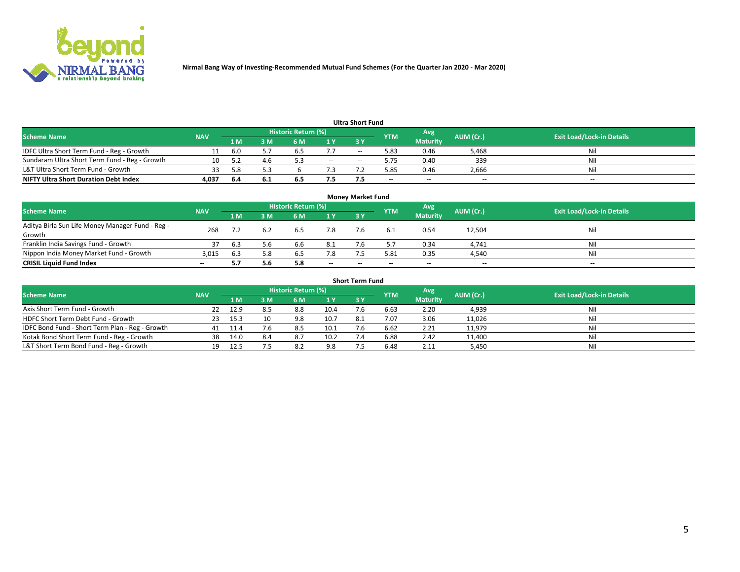Nirmal Bang Way of Investing-Recommended Mutual Fund Schemes (For the Quarter Jan 2020 - Mar 2020)

### Ultra Short Fund

| Scheme Name | NAV | Historic Return (%) | | | | | YTM | Avg Maturity | AUM (Cr.) | Exit Load/Lock-in Details |
|---|---|---|---|---|---|---|---|---|---|---|
| | | 1 M | 3 M | 6 M | 1 Y | 3 Y | | | | |
| IDFC Ultra Short Term Fund - Reg - Growth | 11 | 6.0 | 5.7 | 6.5 | 7.7 | -- | 5.83 | 0.46 | 5,468 | Nil |
| Sundaram Ultra Short Term Fund - Reg - Growth | 10 | 5.2 | 4.6 | 5.3 | -- | -- | 5.75 | 0.40 | 339 | Nil |
| L&T Ultra Short Term Fund - Growth | 33 | 5.8 | 5.3 | 6 | 7.3 | 7.2 | 5.85 | 0.46 | 2,666 | Nil |
| **NIFTY Ultra Short Duration Debt Index** | **4,037** | **6.4** | **6.1** | **6.5** | **7.5** | **7.5** | -- | -- | -- | -- |

### Money Market Fund

| Scheme Name | NAV | Historic Return (%) | | | | | YTM | Avg Maturity | AUM (Cr.) | Exit Load/Lock-in Details |
|---|---|---|---|---|---|---|---|---|---|---|
| | | 1 M | 3 M | 6 M | 1 Y | 3 Y | | | | |
| Aditya Birla Sun Life Money Manager Fund - Reg - Growth | 268 | 7.2 | 6.2 | 6.5 | 7.8 | 7.6 | 6.1 | 0.54 | 12,504 | Nil |
| Franklin India Savings Fund - Growth | 37 | 6.3 | 5.6 | 6.6 | 8.1 | 7.6 | 5.7 | 0.34 | 4,741 | Nil |
| Nippon India Money Market Fund - Growth | 3,015 | 6.3 | 5.8 | 6.5 | 7.8 | 7.5 | 5.81 | 0.35 | 4,540 | Nil |
| **CRISIL Liquid Fund Index** | -- | **5.7** | **5.6** | **5.8** | -- | -- | -- | -- | -- | -- |

### Short Term Fund

| Scheme Name | NAV | Historic Return (%) | | | | | YTM | Avg Maturity | AUM (Cr.) | Exit Load/Lock-in Details |
|---|---|---|---|---|---|---|---|---|---|---|
| | | 1 M | 3 M | 6 M | 1 Y | 3 Y | | | | |
| Axis Short Term Fund - Growth | 22 | 12.9 | 8.5 | 8.8 | 10.4 | 7.6 | 6.63 | 2.20 | 4,939 | Nil |
| HDFC Short Term Debt Fund - Growth | 23 | 15.3 | 10 | 9.8 | 10.7 | 8.1 | 7.07 | 3.06 | 11,026 | Nil |
| IDFC Bond Fund - Short Term Plan - Reg - Growth | 41 | 11.4 | 7.6 | 8.5 | 10.1 | 7.6 | 6.62 | 2.21 | 11,979 | Nil |
| Kotak Bond Short Term Fund - Reg - Growth | 38 | 14.0 | 8.4 | 8.7 | 10.2 | 7.4 | 6.88 | 2.42 | 11,400 | Nil |
| L&T Short Term Bond Fund - Reg - Growth | 19 | 12.5 | 7.5 | 8.2 | 9.8 | 7.5 | 6.48 | 2.11 | 5,450 | Nil |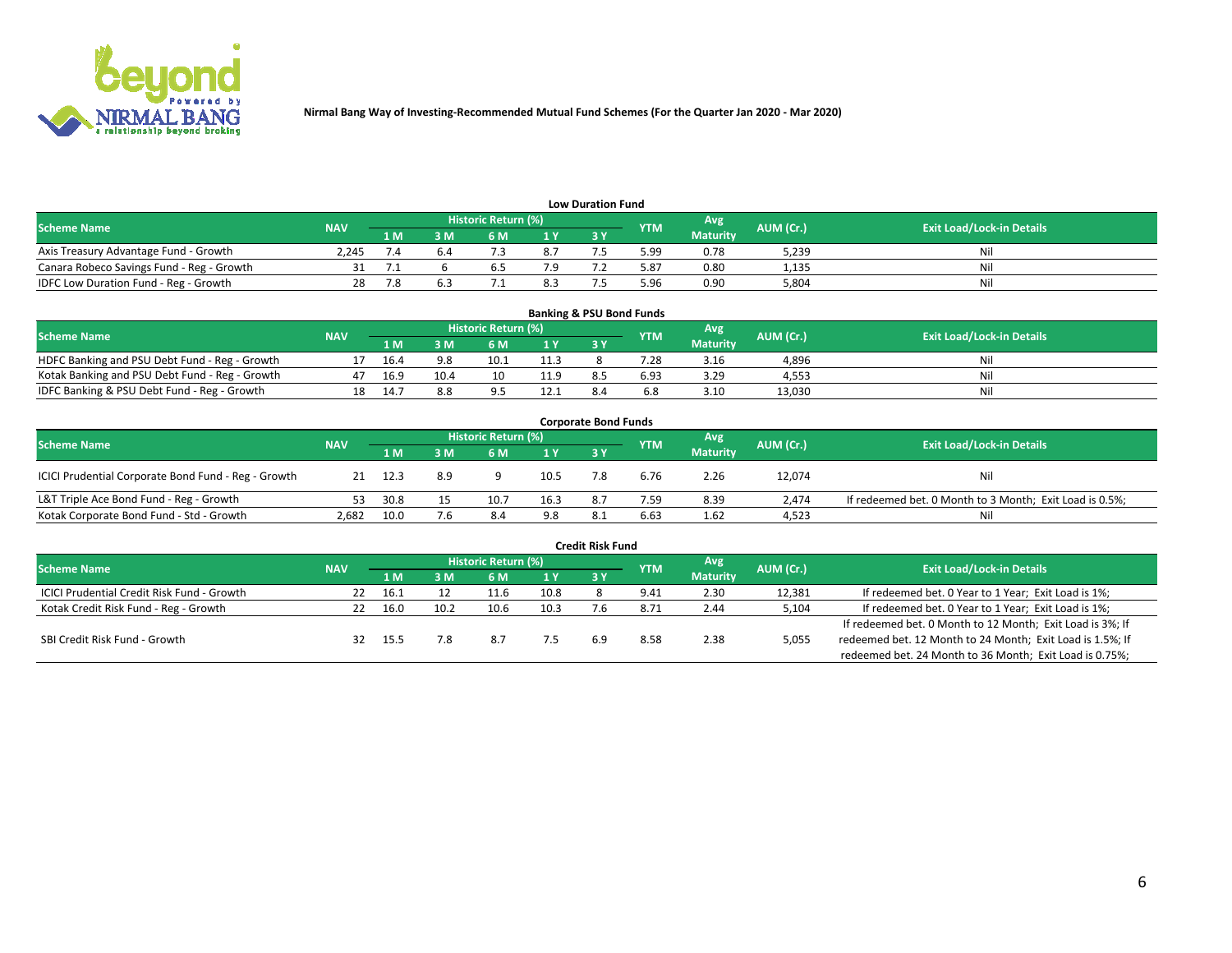Nirmal Bang Way of Investing-Recommended Mutual Fund Schemes (For the Quarter Jan 2020 - Mar 2020)

## Low Duration Fund

| Scheme Name | NAV | Historic Return (%) | | | | | YTM | Avg Maturity | AUM (Cr.) | Exit Load/Lock-in Details |
|---|---|---|---|---|---|---|---|---|---|---|
| | | 1 M | 3 M | 6 M | 1 Y | 3 Y | | | | |
| Axis Treasury Advantage Fund - Growth | 2,245 | 7.4 | 6.4 | 7.3 | 8.7 | 7.5 | 5.99 | 0.78 | 5,239 | Nil |
| Canara Robeco Savings Fund - Reg - Growth | 31 | 7.1 | 6 | 6.5 | 7.9 | 7.2 | 5.87 | 0.80 | 1,135 | Nil |
| IDFC Low Duration Fund - Reg - Growth | 28 | 7.8 | 6.3 | 7.1 | 8.3 | 7.5 | 5.96 | 0.90 | 5,804 | Nil |

## Banking & PSU Bond Funds

| Scheme Name | NAV | Historic Return (%) | | | | | YTM | Avg Maturity | AUM (Cr.) | Exit Load/Lock-in Details |
|---|---|---|---|---|---|---|---|---|---|---|
| | | 1 M | 3 M | 6 M | 1 Y | 3 Y | | | | |
| HDFC Banking and PSU Debt Fund - Reg - Growth | 17 | 16.4 | 9.8 | 10.1 | 11.3 | 8 | 7.28 | 3.16 | 4,896 | Nil |
| Kotak Banking and PSU Debt Fund - Reg - Growth | 47 | 16.9 | 10.4 | 10 | 11.9 | 8.5 | 6.93 | 3.29 | 4,553 | Nil |
| IDFC Banking & PSU Debt Fund - Reg - Growth | 18 | 14.7 | 8.8 | 9.5 | 12.1 | 8.4 | 6.8 | 3.10 | 13,030 | Nil |

## Corporate Bond Funds

| Scheme Name | NAV | Historic Return (%) | | | | | YTM | Avg Maturity | AUM (Cr.) | Exit Load/Lock-in Details |
|---|---|---|---|---|---|---|---|---|---|---|
| | | 1 M | 3 M | 6 M | 1 Y | 3 Y | | | | |
| ICICI Prudential Corporate Bond Fund - Reg - Growth | 21 | 12.3 | 8.9 | 9 | 10.5 | 7.8 | 6.76 | 2.26 | 12,074 | Nil |
| L&T Triple Ace Bond Fund - Reg - Growth | 53 | 30.8 | 15 | 10.7 | 16.3 | 8.7 | 7.59 | 8.39 | 2,474 | If redeemed bet. 0 Month to 3 Month; Exit Load is 0.5%; |
| Kotak Corporate Bond Fund - Std - Growth | 2,682 | 10.0 | 7.6 | 8.4 | 9.8 | 8.1 | 6.63 | 1.62 | 4,523 | Nil |

## Credit Risk Fund

| Scheme Name | NAV | Historic Return (%) | | | | | YTM | Avg Maturity | AUM (Cr.) | Exit Load/Lock-in Details |
|---|---|---|---|---|---|---|---|---|---|---|
| | | 1 M | 3 M | 6 M | 1 Y | 3 Y | | | | |
| ICICI Prudential Credit Risk Fund - Growth | 22 | 16.1 | 12 | 11.6 | 10.8 | 8 | 9.41 | 2.30 | 12,381 | If redeemed bet. 0 Year to 1 Year; Exit Load is 1%; |
| Kotak Credit Risk Fund - Reg - Growth | 22 | 16.0 | 10.2 | 10.6 | 10.3 | 7.6 | 8.71 | 2.44 | 5,104 | If redeemed bet. 0 Year to 1 Year; Exit Load is 1%; |
| SBI Credit Risk Fund - Growth | 32 | 15.5 | 7.8 | 8.7 | 7.5 | 6.9 | 8.58 | 2.38 | 5,055 | If redeemed bet. 0 Month to 12 Month; Exit Load is 3%; If redeemed bet. 12 Month to 24 Month; Exit Load is 1.5%; If redeemed bet. 24 Month to 36 Month; Exit Load is 0.75%; |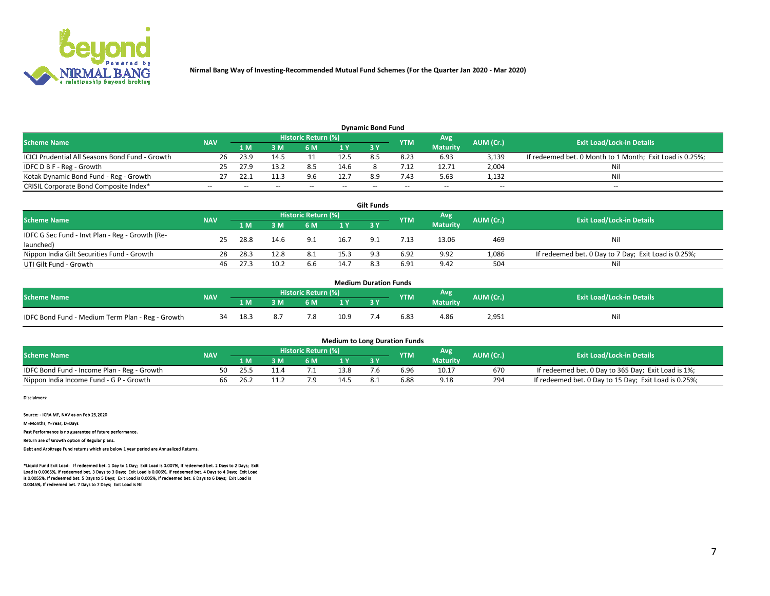Nirmal Bang Way of Investing-Recommended Mutual Fund Schemes (For the Quarter Jan 2020 - Mar 2020)

## Dynamic Bond Fund

| Scheme Name | NAV | Historic Return (%) | | | | | YTM | Avg Maturity | AUM (Cr.) | Exit Load/Lock-in Details |
|---|---|---|---|---|---|---|---|---|---|---|
| | | 1 M | 3 M | 6 M | 1 Y | 3 Y | | | | |
| ICICI Prudential All Seasons Bond Fund - Growth | 26 | 23.9 | 14.5 | 11 | 12.5 | 8.5 | 8.23 | 6.93 | 3,139 | If redeemed bet. 0 Month to 1 Month; Exit Load is 0.25%; |
| IDFC D B F - Reg - Growth | 25 | 27.9 | 13.2 | 8.5 | 14.6 | 8 | 7.12 | 12.71 | 2,004 | Nil |
| Kotak Dynamic Bond Fund - Reg - Growth | 27 | 22.1 | 11.3 | 9.6 | 12.7 | 8.9 | 7.43 | 5.63 | 1,132 | Nil |
| CRISIL Corporate Bond Composite Index* | -- | -- | -- | -- | -- | -- | -- | -- | -- | -- |

## Gilt Funds

| Scheme Name | NAV | Historic Return (%) | | | | | YTM | Avg Maturity | AUM (Cr.) | Exit Load/Lock-in Details |
|---|---|---|---|---|---|---|---|---|---|---|
| | | 1 M | 3 M | 6 M | 1 Y | 3 Y | | | | |
| IDFC G Sec Fund - Invt Plan - Reg - Growth (Re-launched) | 25 | 28.8 | 14.6 | 9.1 | 16.7 | 9.1 | 7.13 | 13.06 | 469 | Nil |
| Nippon India Gilt Securities Fund - Growth | 28 | 28.3 | 12.8 | 8.1 | 15.3 | 9.3 | 6.92 | 9.92 | 1,086 | If redeemed bet. 0 Day to 7 Day; Exit Load is 0.25%; |
| UTI Gilt Fund - Growth | 46 | 27.3 | 10.2 | 6.6 | 14.7 | 8.3 | 6.91 | 9.42 | 504 | Nil |

## Medium Duration Funds

| Scheme Name | NAV | Historic Return (%) | | | | | YTM | Avg Maturity | AUM (Cr.) | Exit Load/Lock-in Details |
|---|---|---|---|---|---|---|---|---|---|---|
| | | 1 M | 3 M | 6 M | 1 Y | 3 Y | | | | |
| IDFC Bond Fund - Medium Term Plan - Reg - Growth | 34 | 18.3 | 8.7 | 7.8 | 10.9 | 7.4 | 6.83 | 4.86 | 2,951 | Nil |

## Medium to Long Duration Funds

| Scheme Name | NAV | Historic Return (%) | | | | | YTM | Avg Maturity | AUM (Cr.) | Exit Load/Lock-in Details |
|---|---|---|---|---|---|---|---|---|---|---|
| | | 1 M | 3 M | 6 M | 1 Y | 3 Y | | | | |
| IDFC Bond Fund - Income Plan - Reg - Growth | 50 | 25.5 | 11.4 | 7.1 | 13.8 | 7.6 | 6.96 | 10.17 | 670 | If redeemed bet. 0 Day to 365 Day; Exit Load is 1%; |
| Nippon India Income Fund - G P - Growth | 66 | 26.2 | 11.2 | 7.9 | 14.5 | 8.1 | 6.88 | 9.18 | 294 | If redeemed bet. 0 Day to 15 Day; Exit Load is 0.25%; |

Disclaimers:

Source: - ICRA MF, NAV as on Feb 25,2020

M=Months, Y=Year, D=Days

Past Performance is no guarantee of future performance.

Return are of Growth option of Regular plans.

Debt and Arbitrage Fund returns which are below 1 year period are Annualized Returns.

*Liquid Fund Exit Load: If redeemed bet. 1 Day to 1 Day; Exit Load is 0.007%, If redeemed bet. 2 Days to 2 Days; Exit Load is 0.0065%, If redeemed bet. 3 Days to 3 Days; Exit Load is 0.006%, If redeemed bet. 4 Days to 4 Days; Exit Load is 0.0055%, If redeemed bet. 5 Days to 5 Days; Exit Load is 0.005%, If redeemed bet. 6 Days to 6 Days; Exit Load is 0.0045%, If redeemed bet. 7 Days to 7 Days; Exit Load is Nil